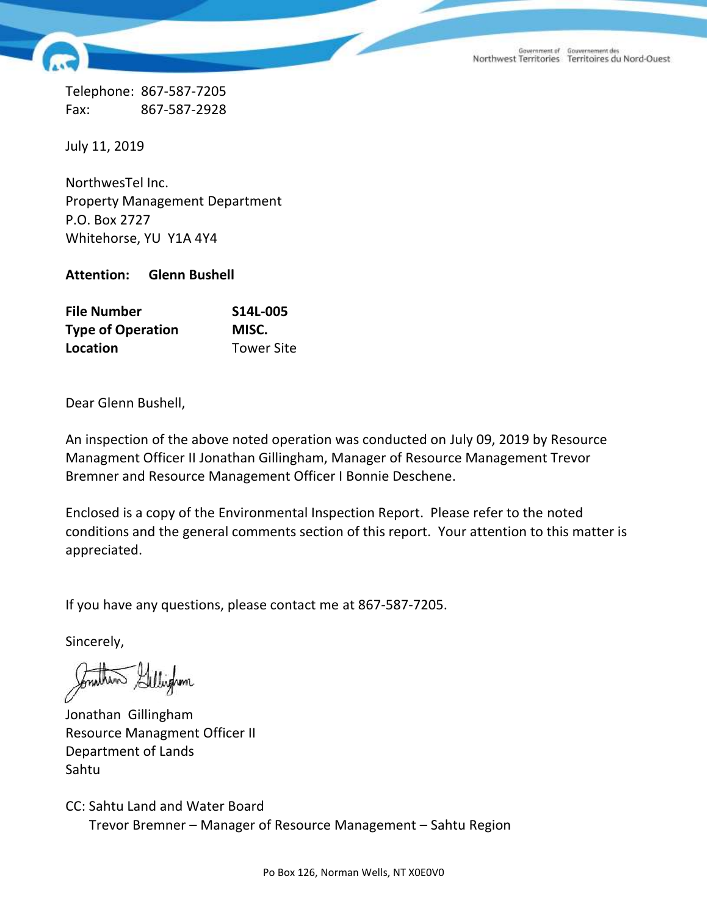Government of Northwest Territories | Gouvernement des Territoires du Nord-Ouest

Telephone: 867-587-7205
Fax: 867-587-2928

July 11, 2019

NorthwesTel Inc.
Property Management Department
P.O. Box 2727
Whitehorse, YU Y1A 4Y4

**Attention: Glenn Bushell**

| | |
|---|---|
| **File Number** | **S14L-005** |
| **Type of Operation** | **MISC.** |
| **Location** | Tower Site |

Dear Glenn Bushell,

An inspection of the above noted operation was conducted on July 09, 2019 by Resource Managment Officer II Jonathan Gillingham, Manager of Resource Management Trevor Bremner and Resource Management Officer I Bonnie Deschene.

Enclosed is a copy of the Environmental Inspection Report. Please refer to the noted conditions and the general comments section of this report. Your attention to this matter is appreciated.

If you have any questions, please contact me at 867-587-7205.

Sincerely,

Jonathan Gillingham
Resource Managment Officer II
Department of Lands
Sahtu

CC: Sahtu Land and Water Board
Trevor Bremner – Manager of Resource Management – Sahtu Region

Po Box 126, Norman Wells, NT X0E0V0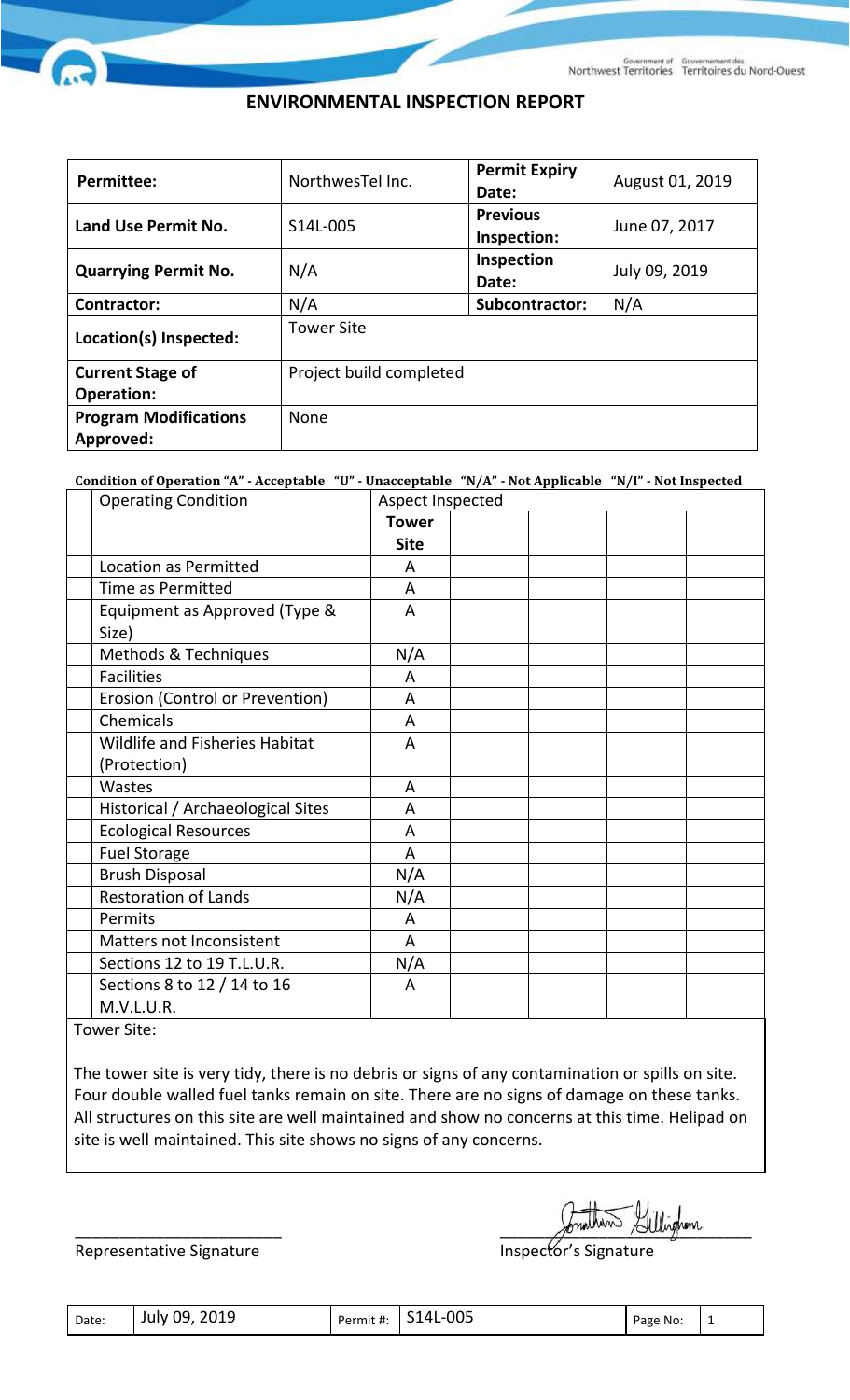# ENVIRONMENTAL INSPECTION REPORT

| **Permittee:** | NorthwesTel Inc. | **Permit Expiry Date:** | August 01, 2019 |
|---|---|---|---|
| **Land Use Permit No.** | S14L-005 | **Previous Inspection:** | June 07, 2017 |
| **Quarrying Permit No.** | N/A | **Inspection Date:** | July 09, 2019 |
| **Contractor:** | N/A | **Subcontractor:** | N/A |
| **Location(s) Inspected:** | Tower Site | | |
| **Current Stage of Operation:** | Project build completed | | |
| **Program Modifications Approved:** | None | | |

**Condition of Operation "A" - Acceptable "U" - Unacceptable "N/A" - Not Applicable "N/I" - Not Inspected**

| Operating Condition | Aspect Inspected | | | | |
|---|---|---|---|---|---|
| | **Tower Site** | | | | |
| Location as Permitted | A | | | | |
| Time as Permitted | A | | | | |
| Equipment as Approved (Type & Size) | A | | | | |
| Methods & Techniques | N/A | | | | |
| Facilities | A | | | | |
| Erosion (Control or Prevention) | A | | | | |
| Chemicals | A | | | | |
| Wildlife and Fisheries Habitat (Protection) | A | | | | |
| Wastes | A | | | | |
| Historical / Archaeological Sites | A | | | | |
| Ecological Resources | A | | | | |
| Fuel Storage | A | | | | |
| Brush Disposal | N/A | | | | |
| Restoration of Lands | N/A | | | | |
| Permits | A | | | | |
| Matters not Inconsistent | A | | | | |
| Sections 12 to 19 T.L.U.R. | N/A | | | | |
| Sections 8 to 12 / 14 to 16 M.V.L.U.R. | A | | | | |

Tower Site:

The tower site is very tidy, there is no debris or signs of any contamination or spills on site. Four double walled fuel tanks remain on site. There are no signs of damage on these tanks. All structures on this site are well maintained and show no concerns at this time. Helipad on site is well maintained. This site shows no signs of any concerns.

\_\_\_\_\_\_\_\_\_\_\_\_\_\_\_\_\_\_\_\_\_\_\_\_
Representative Signature

Inspector's Signature

| Date: | July 09, 2019 | Permit #: | S14L-005 | Page No: | 1 |
|---|---|---|---|---|---|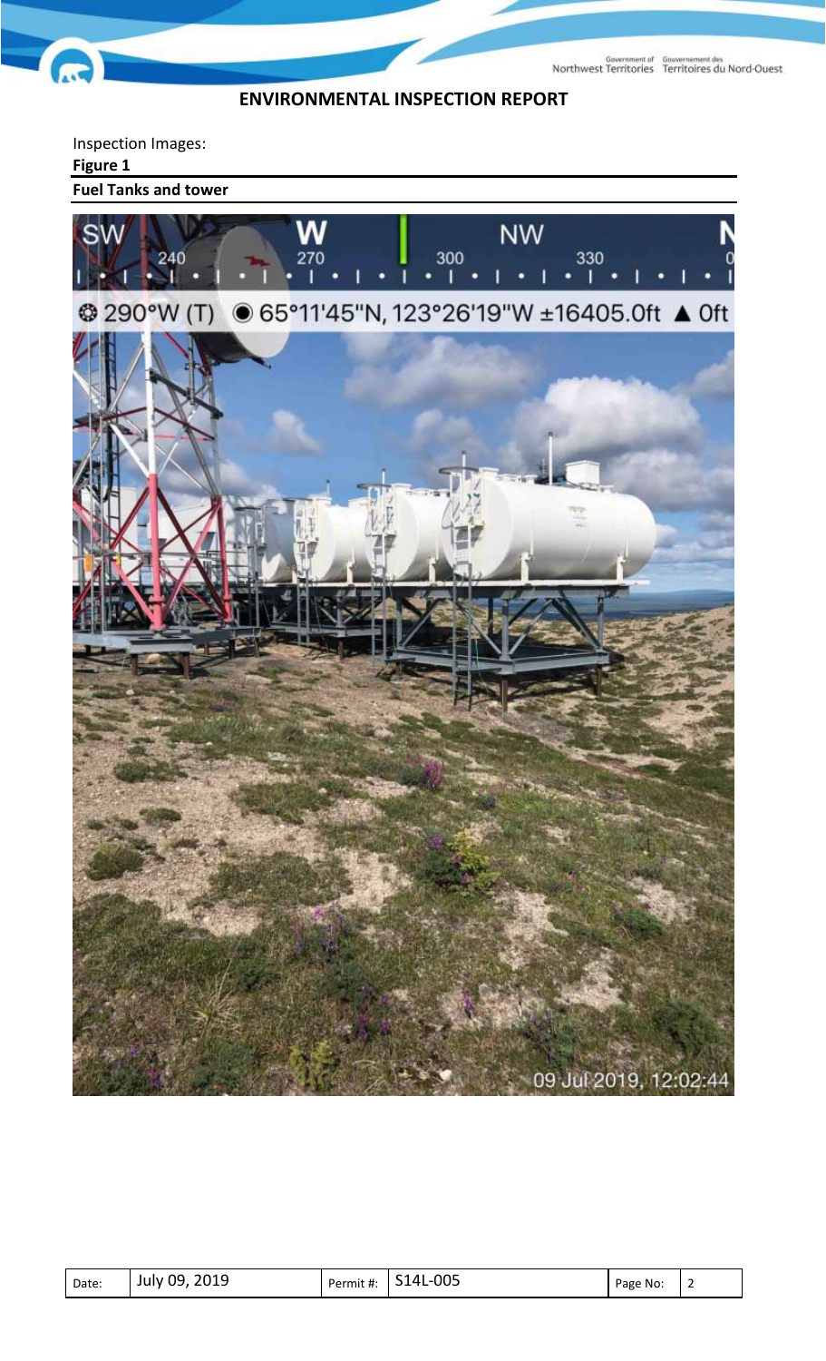## ENVIRONMENTAL INSPECTION REPORT

Inspection Images:

**Figure 1**

**Fuel Tanks and tower**

| Date: | July 09, 2019 | Permit #: | S14L-005 | Page No: | 2 |
|---|---|---|---|---|---|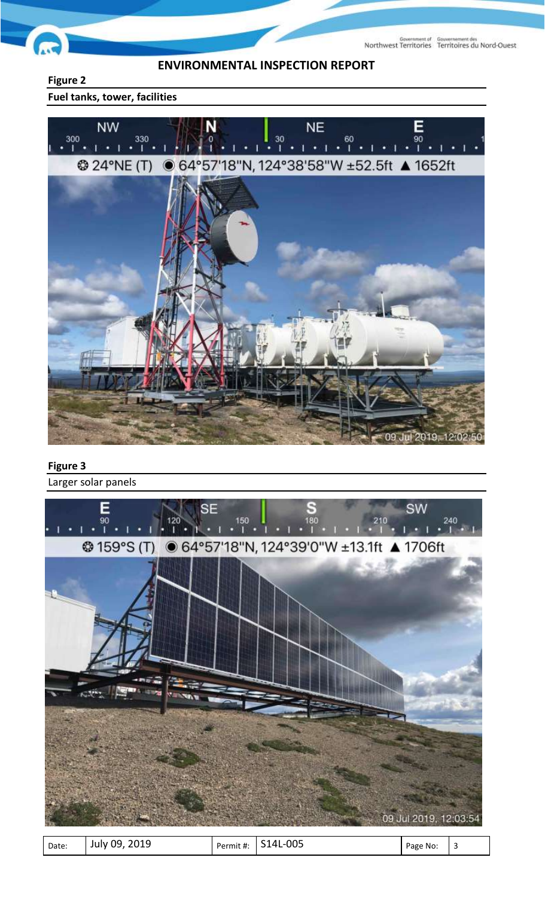## ENVIRONMENTAL INSPECTION REPORT

**Figure 2**

**Fuel tanks, tower, facilities**

**Figure 3**

Larger solar panels

| Date: | July 09, 2019 | Permit #: | S14L-005 | Page No: | 3 |
|---|---|---|---|---|---|